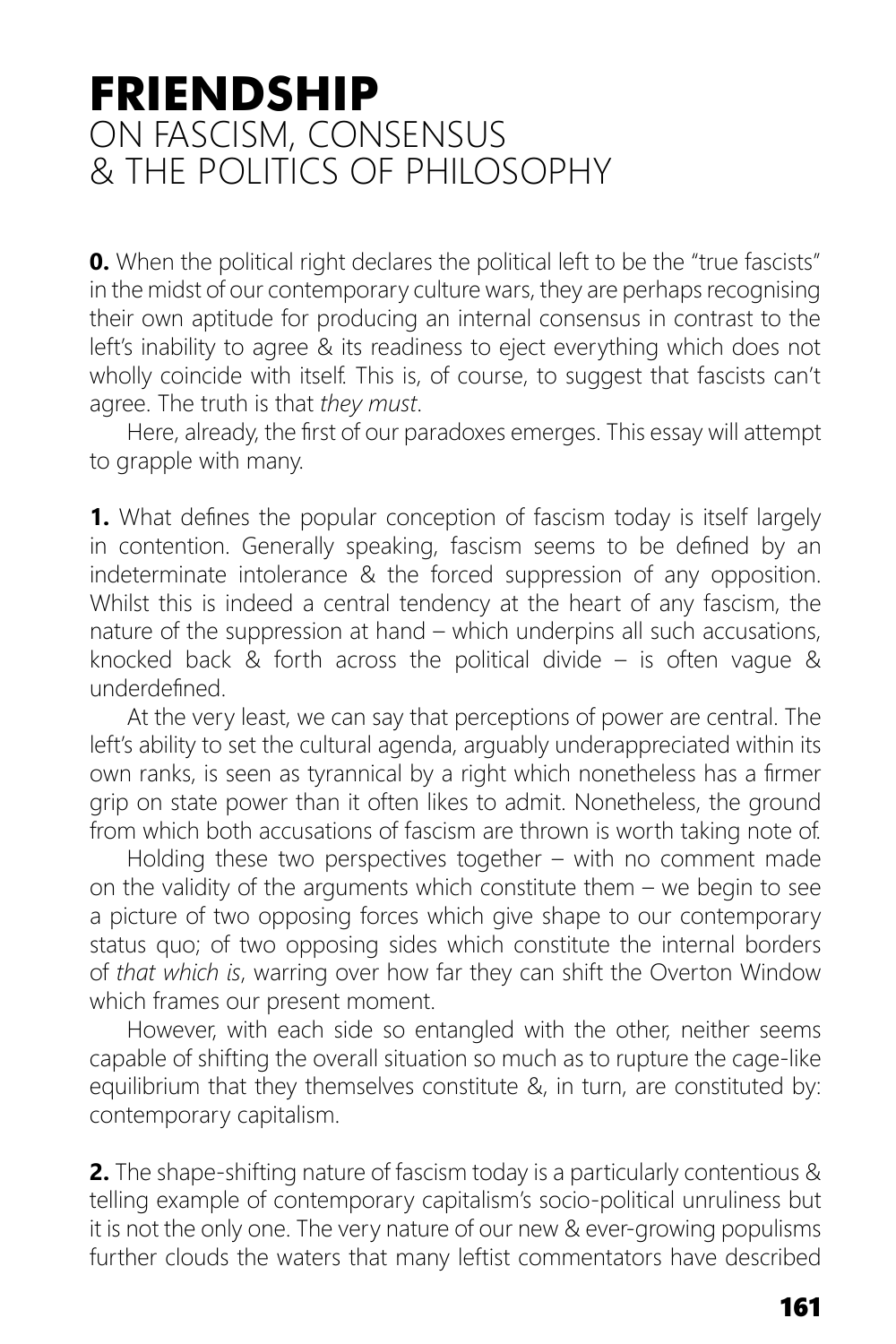# FRIENDSHIP

## ON FASCISM, CONSENSUS & THE POLITICS OF PHILOSOPHY

**0.** When the political right declares the political left to be the "true fascists" in the midst of our contemporary culture wars, they are perhaps recognising their own aptitude for producing an internal consensus in contrast to the left's inability to agree & its readiness to eject everything which does not wholly coincide with itself. This is, of course, to suggest that fascists can't agree. The truth is that *they must*.

Here, already, the first of our paradoxes emerges. This essay will attempt to grapple with many.

**1.** What defines the popular conception of fascism today is itself largely in contention. Generally speaking, fascism seems to be defined by an indeterminate intolerance & the forced suppression of any opposition. Whilst this is indeed a central tendency at the heart of any fascism, the nature of the suppression at hand – which underpins all such accusations, knocked back & forth across the political divide – is often vague & underdefined.

At the very least, we can say that perceptions of power are central. The left's ability to set the cultural agenda, arguably underappreciated within its own ranks, is seen as tyrannical by a right which nonetheless has a firmer grip on state power than it often likes to admit. Nonetheless, the ground from which both accusations of fascism are thrown is worth taking note of.

Holding these two perspectives together – with no comment made on the validity of the arguments which constitute them – we begin to see a picture of two opposing forces which give shape to our contemporary status quo; of two opposing sides which constitute the internal borders of *that which is*, warring over how far they can shift the Overton Window which frames our present moment.

However, with each side so entangled with the other, neither seems capable of shifting the overall situation so much as to rupture the cage-like equilibrium that they themselves constitute &, in turn, are constituted by: contemporary capitalism.

**2.** The shape-shifting nature of fascism today is a particularly contentious & telling example of contemporary capitalism's socio-political unruliness but it is not the only one. The very nature of our new & ever-growing populisms further clouds the waters that many leftist commentators have described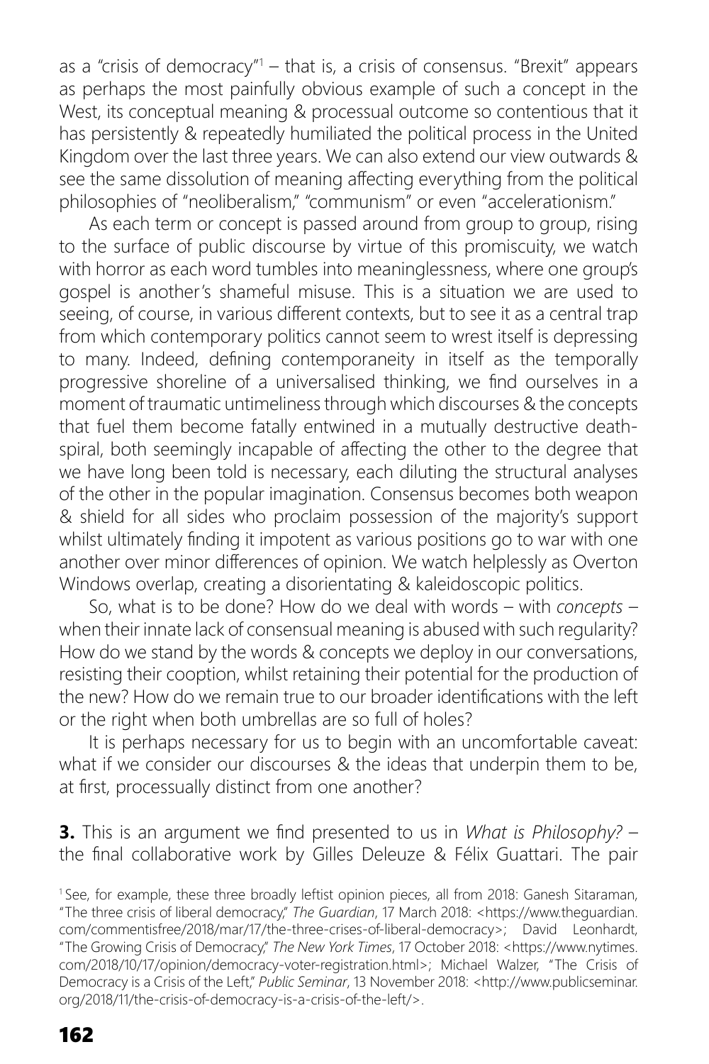as a "crisis of democracy"[1] – that is, a crisis of consensus. "Brexit" appears as perhaps the most painfully obvious example of such a concept in the West, its conceptual meaning & processual outcome so contentious that it has persistently & repeatedly humiliated the political process in the United Kingdom over the last three years. We can also extend our view outwards & see the same dissolution of meaning affecting everything from the political philosophies of "neoliberalism," "communism" or even "accelerationism."

As each term or concept is passed around from group to group, rising to the surface of public discourse by virtue of this promiscuity, we watch with horror as each word tumbles into meaninglessness, where one group's gospel is another's shameful misuse. This is a situation we are used to seeing, of course, in various different contexts, but to see it as a central trap from which contemporary politics cannot seem to wrest itself is depressing to many. Indeed, defining contemporaneity in itself as the temporally progressive shoreline of a universalised thinking, we find ourselves in a moment of traumatic untimeliness through which discourses & the concepts that fuel them become fatally entwined in a mutually destructive death-spiral, both seemingly incapable of affecting the other to the degree that we have long been told is necessary, each diluting the structural analyses of the other in the popular imagination. Consensus becomes both weapon & shield for all sides who proclaim possession of the majority's support whilst ultimately finding it impotent as various positions go to war with one another over minor differences of opinion. We watch helplessly as Overton Windows overlap, creating a disorientating & kaleidoscopic politics.

So, what is to be done? How do we deal with words – with *concepts* – when their innate lack of consensual meaning is abused with such regularity? How do we stand by the words & concepts we deploy in our conversations, resisting their cooption, whilst retaining their potential for the production of the new? How do we remain true to our broader identifications with the left or the right when both umbrellas are so full of holes?

It is perhaps necessary for us to begin with an uncomfortable caveat: what if we consider our discourses & the ideas that underpin them to be, at first, processually distinct from one another?

**3.** This is an argument we find presented to us in *What is Philosophy?* – the final collaborative work by Gilles Deleuze & Félix Guattari. The pair

[1] See, for example, these three broadly leftist opinion pieces, all from 2018: Ganesh Sitaraman, "The three crisis of liberal democracy," *The Guardian*, 17 March 2018: <https://www.theguardian.com/commentisfree/2018/mar/17/the-three-crises-of-liberal-democracy>; David Leonhardt, "The Growing Crisis of Democracy," *The New York Times*, 17 October 2018: <https://www.nytimes.com/2018/10/17/opinion/democracy-voter-registration.html>; Michael Walzer, "The Crisis of Democracy is a Crisis of the Left," *Public Seminar*, 13 November 2018: <http://www.publicseminar.org/2018/11/the-crisis-of-democracy-is-a-crisis-of-the-left/>.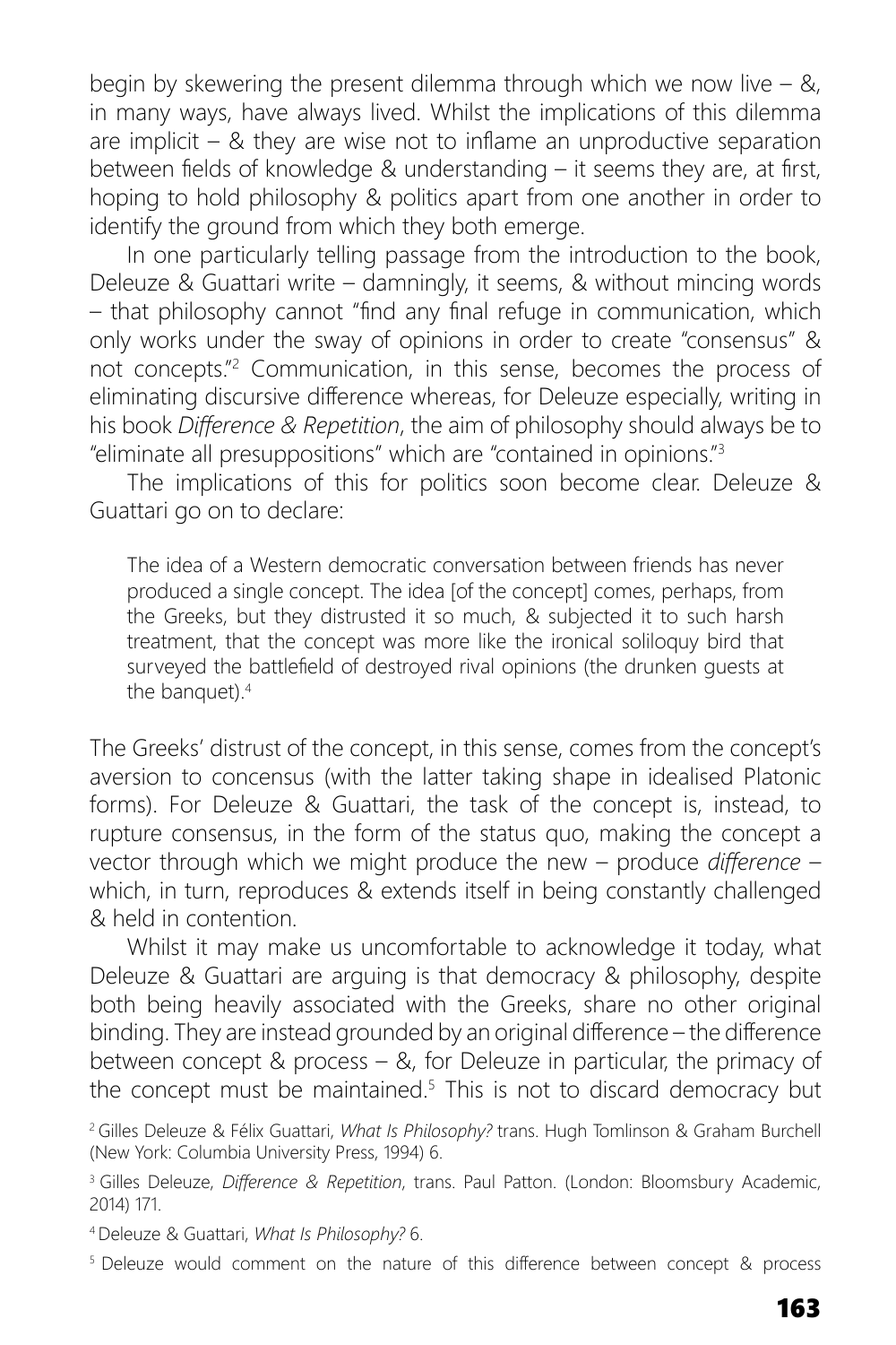begin by skewering the present dilemma through which we now live – &, in many ways, have always lived. Whilst the implications of this dilemma are implicit – & they are wise not to inflame an unproductive separation between fields of knowledge & understanding – it seems they are, at first, hoping to hold philosophy & politics apart from one another in order to identify the ground from which they both emerge.

In one particularly telling passage from the introduction to the book, Deleuze & Guattari write – damningly, it seems, & without mincing words – that philosophy cannot "find any final refuge in communication, which only works under the sway of opinions in order to create "consensus" & not concepts."[2] Communication, in this sense, becomes the process of eliminating discursive difference whereas, for Deleuze especially, writing in his book *Difference & Repetition*, the aim of philosophy should always be to "eliminate all presuppositions" which are "contained in opinions."[3]

The implications of this for politics soon become clear. Deleuze & Guattari go on to declare:

> The idea of a Western democratic conversation between friends has never produced a single concept. The idea [of the concept] comes, perhaps, from the Greeks, but they distrusted it so much, & subjected it to such harsh treatment, that the concept was more like the ironical soliloquy bird that surveyed the battlefield of destroyed rival opinions (the drunken guests at the banquet).[4]

The Greeks' distrust of the concept, in this sense, comes from the concept's aversion to concensus (with the latter taking shape in idealised Platonic forms). For Deleuze & Guattari, the task of the concept is, instead, to rupture consensus, in the form of the status quo, making the concept a vector through which we might produce the new – produce *difference* – which, in turn, reproduces & extends itself in being constantly challenged & held in contention.

Whilst it may make us uncomfortable to acknowledge it today, what Deleuze & Guattari are arguing is that democracy & philosophy, despite both being heavily associated with the Greeks, share no other original binding. They are instead grounded by an original difference – the difference between concept & process – &, for Deleuze in particular, the primacy of the concept must be maintained.[5] This is not to discard democracy but

[2] Gilles Deleuze & Félix Guattari, *What Is Philosophy?* trans. Hugh Tomlinson & Graham Burchell (New York: Columbia University Press, 1994) 6.

[3] Gilles Deleuze, *Difference & Repetition*, trans. Paul Patton. (London: Bloomsbury Academic, 2014) 171.

[4] Deleuze & Guattari, *What Is Philosophy?* 6.

[5] Deleuze would comment on the nature of this difference between concept & process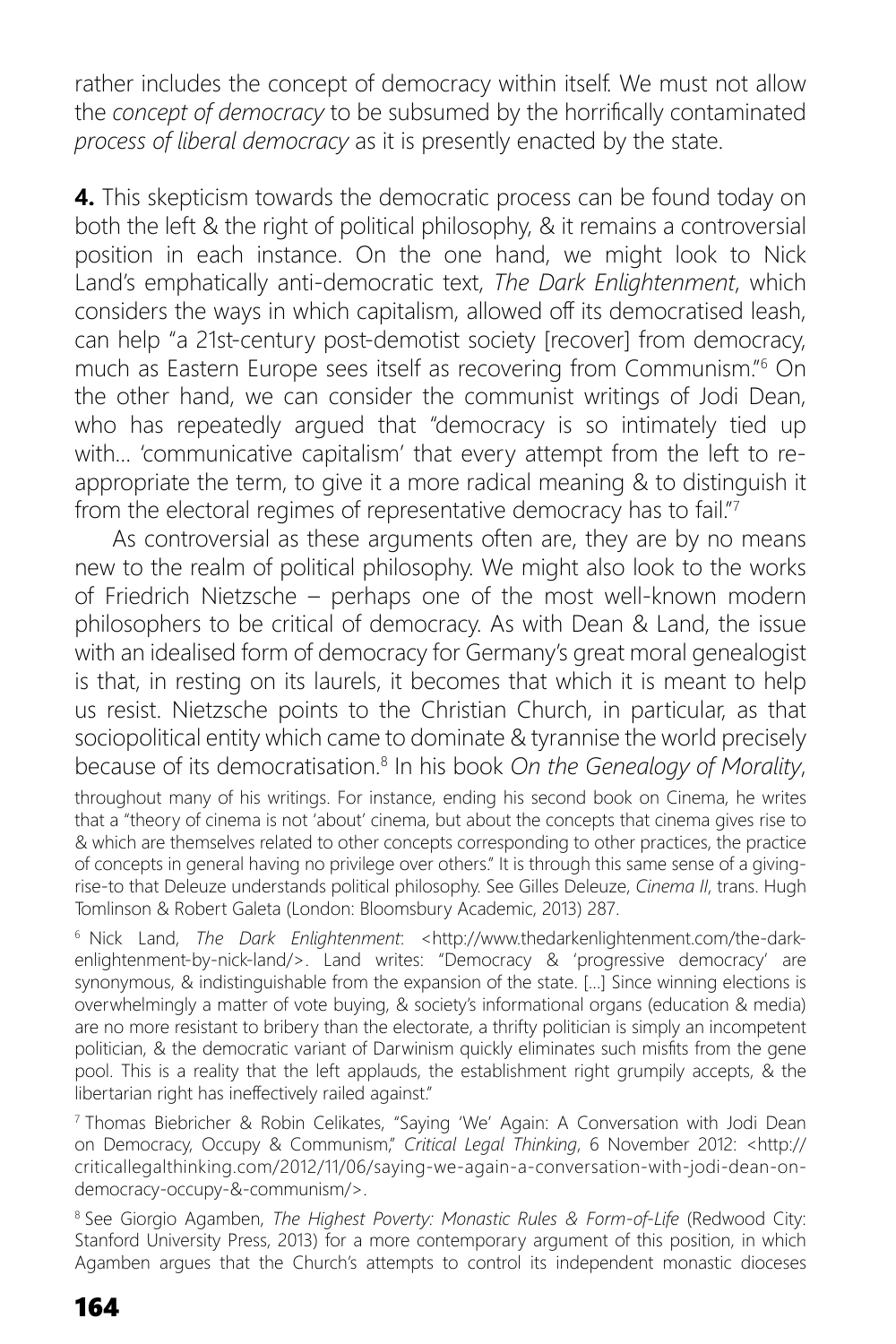rather includes the concept of democracy within itself. We must not allow the *concept of democracy* to be subsumed by the horrifically contaminated *process of liberal democracy* as it is presently enacted by the state.

**4.** This skepticism towards the democratic process can be found today on both the left & the right of political philosophy, & it remains a controversial position in each instance. On the one hand, we might look to Nick Land's emphatically anti-democratic text, *The Dark Enlightenment*, which considers the ways in which capitalism, allowed off its democratised leash, can help "a 21st-century post-demotist society [recover] from democracy, much as Eastern Europe sees itself as recovering from Communism."[6] On the other hand, we can consider the communist writings of Jodi Dean, who has repeatedly argued that "democracy is so intimately tied up with... 'communicative capitalism' that every attempt from the left to re-appropriate the term, to give it a more radical meaning & to distinguish it from the electoral regimes of representative democracy has to fail."[7]

As controversial as these arguments often are, they are by no means new to the realm of political philosophy. We might also look to the works of Friedrich Nietzsche – perhaps one of the most well-known modern philosophers to be critical of democracy. As with Dean & Land, the issue with an idealised form of democracy for Germany's great moral genealogist is that, in resting on its laurels, it becomes that which it is meant to help us resist. Nietzsche points to the Christian Church, in particular, as that sociopolitical entity which came to dominate & tyrannise the world precisely because of its democratisation.[8] In his book *On the Genealogy of Morality*,

throughout many of his writings. For instance, ending his second book on Cinema, he writes that a "theory of cinema is not 'about' cinema, but about the concepts that cinema gives rise to & which are themselves related to other concepts corresponding to other practices, the practice of concepts in general having no privilege over others." It is through this same sense of a giving-rise-to that Deleuze understands political philosophy. See Gilles Deleuze, *Cinema II*, trans. Hugh Tomlinson & Robert Galeta (London: Bloomsbury Academic, 2013) 287.

[6] Nick Land, *The Dark Enlightenment*: <http://www.thedarkenlightenment.com/the-dark-enlightenment-by-nick-land/>. Land writes: "Democracy & 'progressive democracy' are synonymous, & indistinguishable from the expansion of the state. [...] Since winning elections is overwhelmingly a matter of vote buying, & society's informational organs (education & media) are no more resistant to bribery than the electorate, a thrifty politician is simply an incompetent politician, & the democratic variant of Darwinism quickly eliminates such misfits from the gene pool. This is a reality that the left applauds, the establishment right grumpily accepts, & the libertarian right has ineffectively railed against."

[7] Thomas Biebricher & Robin Celikates, "Saying 'We' Again: A Conversation with Jodi Dean on Democracy, Occupy & Communism," *Critical Legal Thinking*, 6 November 2012: <http://criticallegalthinking.com/2012/11/06/saying-we-again-a-conversation-with-jodi-dean-on-democracy-occupy-&-communism/>.

[8] See Giorgio Agamben, *The Highest Poverty: Monastic Rules & Form-of-Life* (Redwood City: Stanford University Press, 2013) for a more contemporary argument of this position, in which Agamben argues that the Church's attempts to control its independent monastic dioceses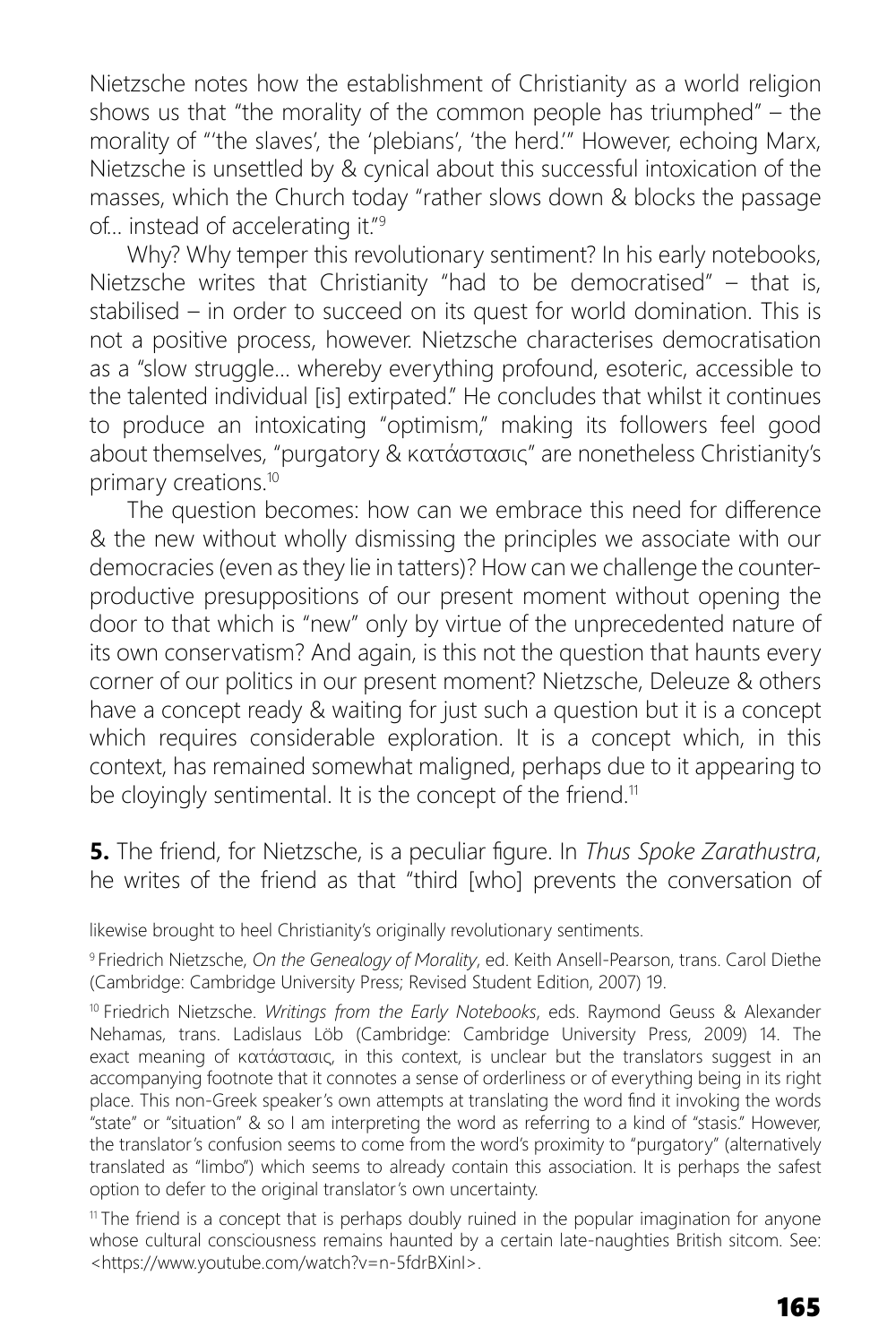Nietzsche notes how the establishment of Christianity as a world religion shows us that "the morality of the common people has triumphed" – the morality of "'the slaves', the 'plebians', 'the herd.'" However, echoing Marx, Nietzsche is unsettled by & cynical about this successful intoxication of the masses, which the Church today "rather slows down & blocks the passage of… instead of accelerating it."[9]

Why? Why temper this revolutionary sentiment? In his early notebooks, Nietzsche writes that Christianity "had to be democratised" – that is, stabilised – in order to succeed on its quest for world domination. This is not a positive process, however. Nietzsche characterises democratisation as a "slow struggle… whereby everything profound, esoteric, accessible to the talented individual [is] extirpated." He concludes that whilst it continues to produce an intoxicating "optimism," making its followers feel good about themselves, "purgatory & κατάστασις" are nonetheless Christianity's primary creations.[10]

The question becomes: how can we embrace this need for difference & the new without wholly dismissing the principles we associate with our democracies (even as they lie in tatters)? How can we challenge the counter-productive presuppositions of our present moment without opening the door to that which is "new" only by virtue of the unprecedented nature of its own conservatism? And again, is this not the question that haunts every corner of our politics in our present moment? Nietzsche, Deleuze & others have a concept ready & waiting for just such a question but it is a concept which requires considerable exploration. It is a concept which, in this context, has remained somewhat maligned, perhaps due to it appearing to be cloyingly sentimental. It is the concept of the friend.[11]

**5.** The friend, for Nietzsche, is a peculiar figure. In *Thus Spoke Zarathustra*, he writes of the friend as that "third [who] prevents the conversation of

likewise brought to heel Christianity's originally revolutionary sentiments.

[9] Friedrich Nietzsche, *On the Genealogy of Morality*, ed. Keith Ansell-Pearson, trans. Carol Diethe (Cambridge: Cambridge University Press; Revised Student Edition, 2007) 19.

[10] Friedrich Nietzsche. *Writings from the Early Notebooks*, eds. Raymond Geuss & Alexander Nehamas, trans. Ladislaus Löb (Cambridge: Cambridge University Press, 2009) 14. The exact meaning of κατάστασις, in this context, is unclear but the translators suggest in an accompanying footnote that it connotes a sense of orderliness or of everything being in its right place. This non-Greek speaker's own attempts at translating the word find it invoking the words "state" or "situation" & so I am interpreting the word as referring to a kind of "stasis." However, the translator's confusion seems to come from the word's proximity to "purgatory" (alternatively translated as "limbo") which seems to already contain this association. It is perhaps the safest option to defer to the original translator's own uncertainty.

[11] The friend is a concept that is perhaps doubly ruined in the popular imagination for anyone whose cultural consciousness remains haunted by a certain late-naughties British sitcom. See: <https://www.youtube.com/watch?v=n-5fdrBXinI>.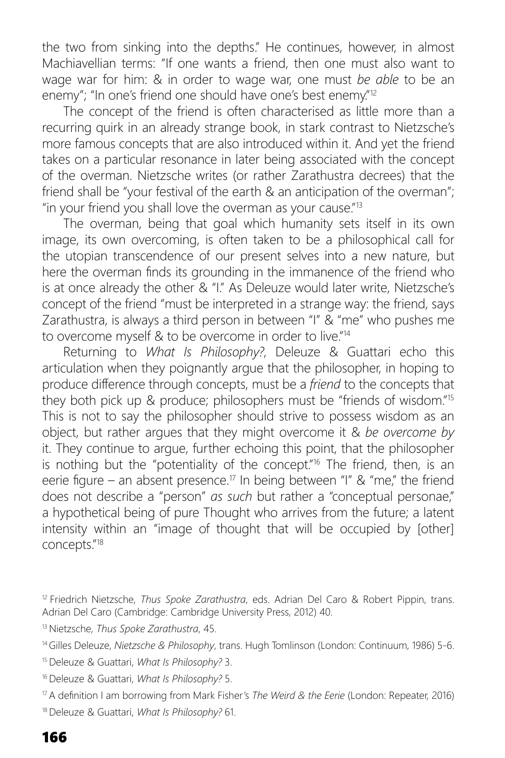the two from sinking into the depths." He continues, however, in almost Machiavellian terms: "If one wants a friend, then one must also want to wage war for him: & in order to wage war, one must *be able* to be an enemy"; "In one's friend one should have one's best enemy."[12]

The concept of the friend is often characterised as little more than a recurring quirk in an already strange book, in stark contrast to Nietzsche's more famous concepts that are also introduced within it. And yet the friend takes on a particular resonance in later being associated with the concept of the overman. Nietzsche writes (or rather Zarathustra decrees) that the friend shall be "your festival of the earth & an anticipation of the overman"; "in your friend you shall love the overman as your cause."[13]

The overman, being that goal which humanity sets itself in its own image, its own overcoming, is often taken to be a philosophical call for the utopian transcendence of our present selves into a new nature, but here the overman finds its grounding in the immanence of the friend who is at once already the other & "I." As Deleuze would later write, Nietzsche's concept of the friend "must be interpreted in a strange way: the friend, says Zarathustra, is always a third person in between "I" & "me" who pushes me to overcome myself & to be overcome in order to live."[14]

Returning to *What Is Philosophy?*, Deleuze & Guattari echo this articulation when they poignantly argue that the philosopher, in hoping to produce difference through concepts, must be a *friend* to the concepts that they both pick up & produce; philosophers must be "friends of wisdom."[15] This is not to say the philosopher should strive to possess wisdom as an object, but rather argues that they might overcome it & *be overcome by* it. They continue to argue, further echoing this point, that the philosopher is nothing but the "potentiality of the concept."[16] The friend, then, is an eerie figure – an absent presence.[17] In being between "I" & "me," the friend does not describe a "person" *as such* but rather a "conceptual personae," a hypothetical being of pure Thought who arrives from the future; a latent intensity within an "image of thought that will be occupied by [other] concepts."[18]

[12] Friedrich Nietzsche, *Thus Spoke Zarathustra*, eds. Adrian Del Caro & Robert Pippin, trans. Adrian Del Caro (Cambridge: Cambridge University Press, 2012) 40.

[13] Nietzsche, *Thus Spoke Zarathustra*, 45.

[14] Gilles Deleuze, *Nietzsche & Philosophy*, trans. Hugh Tomlinson (London: Continuum, 1986) 5-6.

[15] Deleuze & Guattari, *What Is Philosophy?* 3.

[16] Deleuze & Guattari, *What Is Philosophy?* 5.

[17] A definition I am borrowing from Mark Fisher's *The Weird & the Eerie* (London: Repeater, 2016)

[18] Deleuze & Guattari, *What Is Philosophy?* 61.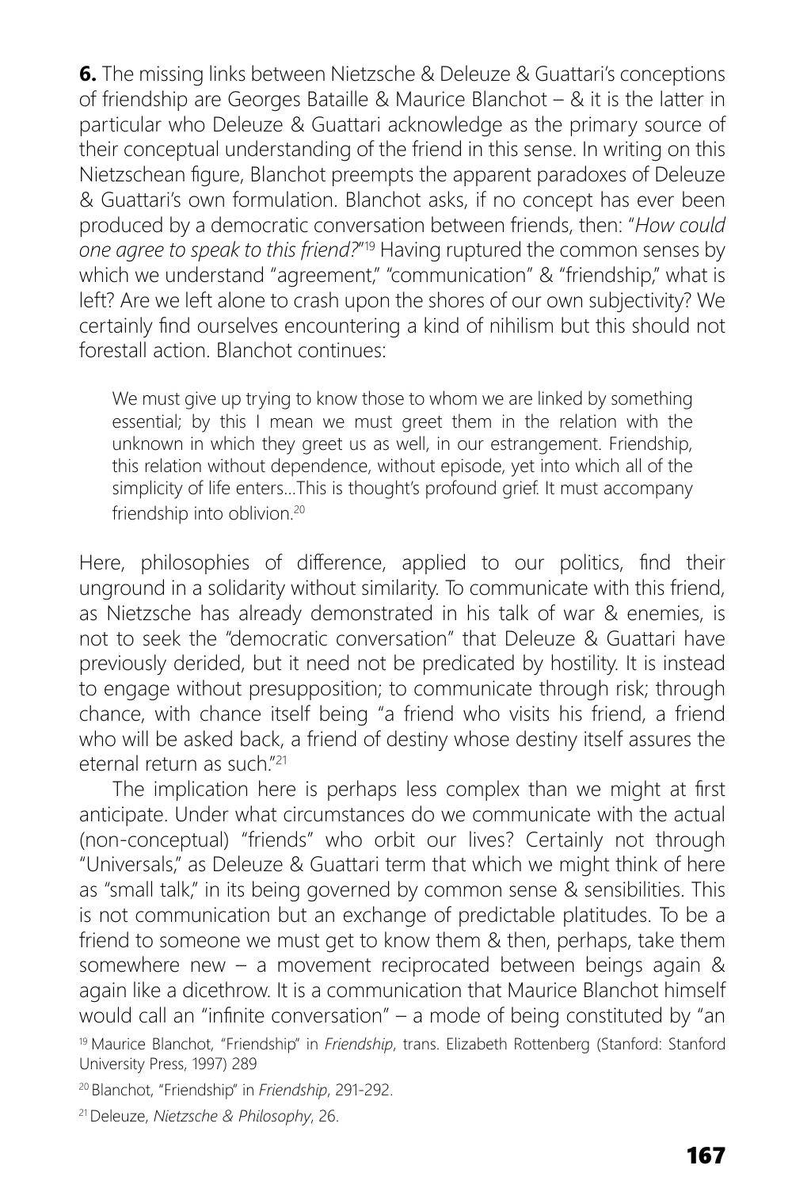**6.** The missing links between Nietzsche & Deleuze & Guattari's conceptions of friendship are Georges Bataille & Maurice Blanchot – & it is the latter in particular who Deleuze & Guattari acknowledge as the primary source of their conceptual understanding of the friend in this sense. In writing on this Nietzschean figure, Blanchot preempts the apparent paradoxes of Deleuze & Guattari's own formulation. Blanchot asks, if no concept has ever been produced by a democratic conversation between friends, then: "*How could one agree to speak to this friend?*"[19] Having ruptured the common senses by which we understand "agreement," "communication" & "friendship," what is left? Are we left alone to crash upon the shores of our own subjectivity? We certainly find ourselves encountering a kind of nihilism but this should not forestall action. Blanchot continues:

> We must give up trying to know those to whom we are linked by something essential; by this I mean we must greet them in the relation with the unknown in which they greet us as well, in our estrangement. Friendship, this relation without dependence, without episode, yet into which all of the simplicity of life enters...This is thought's profound grief. It must accompany friendship into oblivion.[20]

Here, philosophies of difference, applied to our politics, find their unground in a solidarity without similarity. To communicate with this friend, as Nietzsche has already demonstrated in his talk of war & enemies, is not to seek the "democratic conversation" that Deleuze & Guattari have previously derided, but it need not be predicated by hostility. It is instead to engage without presupposition; to communicate through risk; through chance, with chance itself being "a friend who visits his friend, a friend who will be asked back, a friend of destiny whose destiny itself assures the eternal return as such."[21]

The implication here is perhaps less complex than we might at first anticipate. Under what circumstances do we communicate with the actual (non-conceptual) "friends" who orbit our lives? Certainly not through "Universals," as Deleuze & Guattari term that which we might think of here as "small talk," in its being governed by common sense & sensibilities. This is not communication but an exchange of predictable platitudes. To be a friend to someone we must get to know them & then, perhaps, take them somewhere new – a movement reciprocated between beings again & again like a dicethrow. It is a communication that Maurice Blanchot himself would call an "infinite conversation" – a mode of being constituted by "an

[19] Maurice Blanchot, "Friendship" in *Friendship*, trans. Elizabeth Rottenberg (Stanford: Stanford University Press, 1997) 289

[20] Blanchot, "Friendship" in *Friendship*, 291-292.

[21] Deleuze, *Nietzsche & Philosophy*, 26.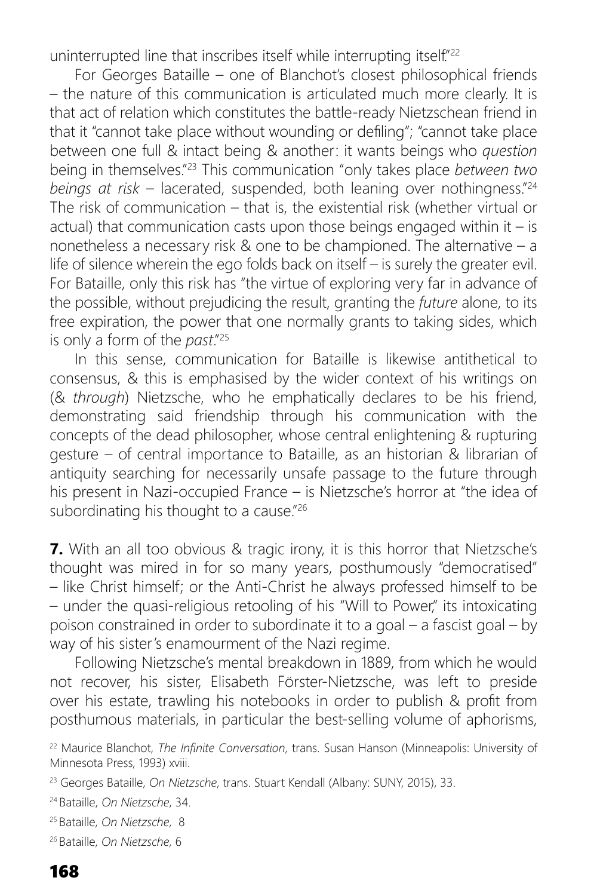uninterrupted line that inscribes itself while interrupting itself."[22]

For Georges Bataille – one of Blanchot's closest philosophical friends – the nature of this communication is articulated much more clearly. It is that act of relation which constitutes the battle-ready Nietzschean friend in that it "cannot take place without wounding or defiling"; "cannot take place between one full & intact being & another: it wants beings who *question* being in themselves."[23] This communication "only takes place *between two beings at risk* – lacerated, suspended, both leaning over nothingness."[24] The risk of communication – that is, the existential risk (whether virtual or actual) that communication casts upon those beings engaged within it – is nonetheless a necessary risk & one to be championed. The alternative – a life of silence wherein the ego folds back on itself – is surely the greater evil. For Bataille, only this risk has "the virtue of exploring very far in advance of the possible, without prejudicing the result, granting the *future* alone, to its free expiration, the power that one normally grants to taking sides, which is only a form of the *past*."[25]

In this sense, communication for Bataille is likewise antithetical to consensus, & this is emphasised by the wider context of his writings on (& *through*) Nietzsche, who he emphatically declares to be his friend, demonstrating said friendship through his communication with the concepts of the dead philosopher, whose central enlightening & rupturing gesture – of central importance to Bataille, as an historian & librarian of antiquity searching for necessarily unsafe passage to the future through his present in Nazi-occupied France – is Nietzsche's horror at "the idea of subordinating his thought to a cause."[26]

**7.** With an all too obvious & tragic irony, it is this horror that Nietzsche's thought was mired in for so many years, posthumously "democratised" – like Christ himself; or the Anti-Christ he always professed himself to be – under the quasi-religious retooling of his "Will to Power," its intoxicating poison constrained in order to subordinate it to a goal – a fascist goal – by way of his sister's enamourment of the Nazi regime.

Following Nietzsche's mental breakdown in 1889, from which he would not recover, his sister, Elisabeth Förster-Nietzsche, was left to preside over his estate, trawling his notebooks in order to publish & profit from posthumous materials, in particular the best-selling volume of aphorisms,

[22] Maurice Blanchot, *The Infinite Conversation*, trans. Susan Hanson (Minneapolis: University of Minnesota Press, 1993) xviii.

[23] Georges Bataille, *On Nietzsche*, trans. Stuart Kendall (Albany: SUNY, 2015), 33.

[24] Bataille, *On Nietzsche*, 34.

[25] Bataille, *On Nietzsche*, 8

[26] Bataille, *On Nietzsche*, 6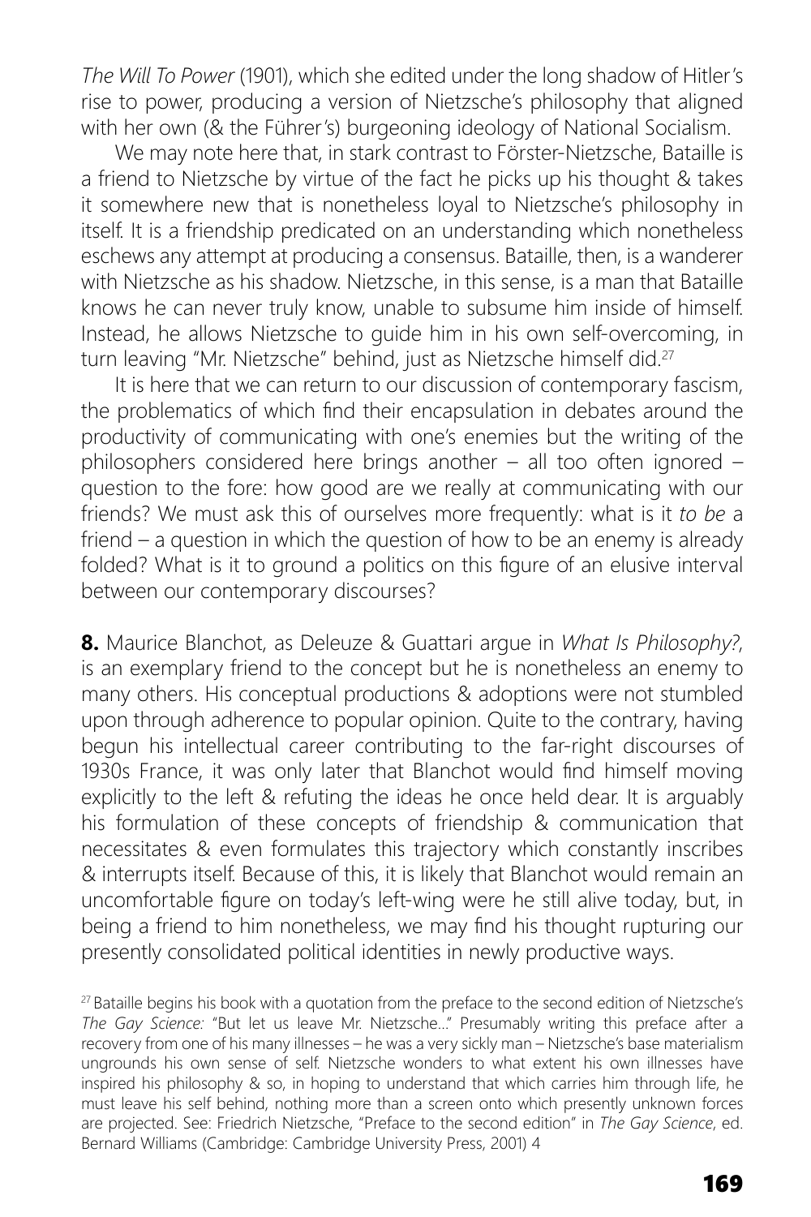*The Will To Power* (1901), which she edited under the long shadow of Hitler's rise to power, producing a version of Nietzsche's philosophy that aligned with her own (& the Führer's) burgeoning ideology of National Socialism.

We may note here that, in stark contrast to Förster-Nietzsche, Bataille is a friend to Nietzsche by virtue of the fact he picks up his thought & takes it somewhere new that is nonetheless loyal to Nietzsche's philosophy in itself. It is a friendship predicated on an understanding which nonetheless eschews any attempt at producing a consensus. Bataille, then, is a wanderer with Nietzsche as his shadow. Nietzsche, in this sense, is a man that Bataille knows he can never truly know, unable to subsume him inside of himself. Instead, he allows Nietzsche to guide him in his own self-overcoming, in turn leaving "Mr. Nietzsche" behind, just as Nietzsche himself did.[27]

It is here that we can return to our discussion of contemporary fascism, the problematics of which find their encapsulation in debates around the productivity of communicating with one's enemies but the writing of the philosophers considered here brings another – all too often ignored – question to the fore: how good are we really at communicating with our friends? We must ask this of ourselves more frequently: what is it *to be* a friend – a question in which the question of how to be an enemy is already folded? What is it to ground a politics on this figure of an elusive interval between our contemporary discourses?

**8.** Maurice Blanchot, as Deleuze & Guattari argue in *What Is Philosophy?*, is an exemplary friend to the concept but he is nonetheless an enemy to many others. His conceptual productions & adoptions were not stumbled upon through adherence to popular opinion. Quite to the contrary, having begun his intellectual career contributing to the far-right discourses of 1930s France, it was only later that Blanchot would find himself moving explicitly to the left & refuting the ideas he once held dear. It is arguably his formulation of these concepts of friendship & communication that necessitates & even formulates this trajectory which constantly inscribes & interrupts itself. Because of this, it is likely that Blanchot would remain an uncomfortable figure on today's left-wing were he still alive today, but, in being a friend to him nonetheless, we may find his thought rupturing our presently consolidated political identities in newly productive ways.

[27] Bataille begins his book with a quotation from the preface to the second edition of Nietzsche's *The Gay Science:* "But let us leave Mr. Nietzsche..." Presumably writing this preface after a recovery from one of his many illnesses – he was a very sickly man – Nietzsche's base materialism ungrounds his own sense of self. Nietzsche wonders to what extent his own illnesses have inspired his philosophy & so, in hoping to understand that which carries him through life, he must leave his self behind, nothing more than a screen onto which presently unknown forces are projected. See: Friedrich Nietzsche, "Preface to the second edition" in *The Gay Science*, ed. Bernard Williams (Cambridge: Cambridge University Press, 2001) 4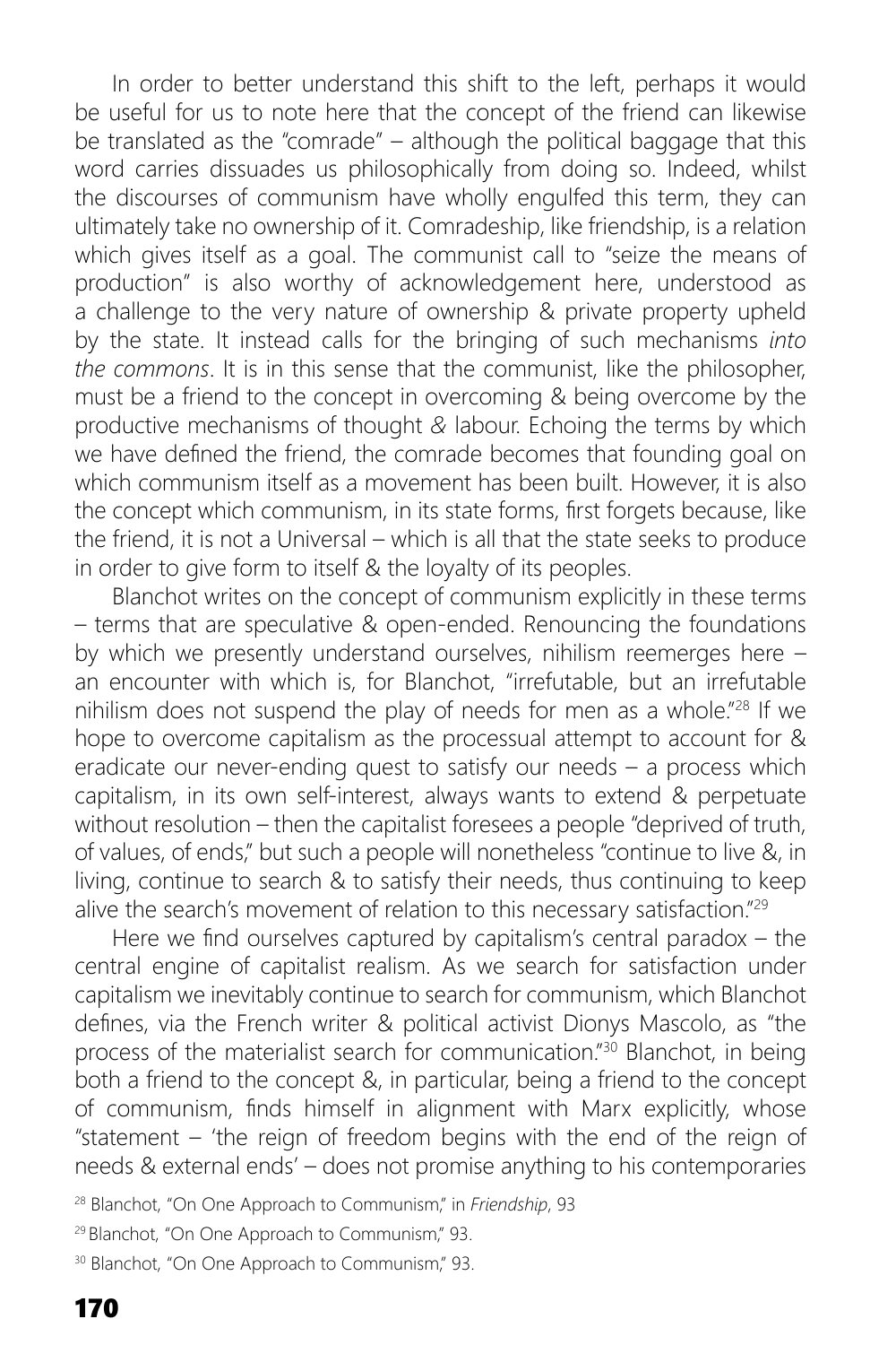In order to better understand this shift to the left, perhaps it would be useful for us to note here that the concept of the friend can likewise be translated as the "comrade" – although the political baggage that this word carries dissuades us philosophically from doing so. Indeed, whilst the discourses of communism have wholly engulfed this term, they can ultimately take no ownership of it. Comradeship, like friendship, is a relation which gives itself as a goal. The communist call to "seize the means of production" is also worthy of acknowledgement here, understood as a challenge to the very nature of ownership & private property upheld by the state. It instead calls for the bringing of such mechanisms *into the commons*. It is in this sense that the communist, like the philosopher, must be a friend to the concept in overcoming & being overcome by the productive mechanisms of thought & labour. Echoing the terms by which we have defined the friend, the comrade becomes that founding goal on which communism itself as a movement has been built. However, it is also the concept which communism, in its state forms, first forgets because, like the friend, it is not a Universal – which is all that the state seeks to produce in order to give form to itself & the loyalty of its peoples.

Blanchot writes on the concept of communism explicitly in these terms – terms that are speculative & open-ended. Renouncing the foundations by which we presently understand ourselves, nihilism reemerges here – an encounter with which is, for Blanchot, "irrefutable, but an irrefutable nihilism does not suspend the play of needs for men as a whole."[28] If we hope to overcome capitalism as the processual attempt to account for & eradicate our never-ending quest to satisfy our needs – a process which capitalism, in its own self-interest, always wants to extend & perpetuate without resolution – then the capitalist foresees a people "deprived of truth, of values, of ends," but such a people will nonetheless "continue to live &, in living, continue to search & to satisfy their needs, thus continuing to keep alive the search's movement of relation to this necessary satisfaction."[29]

Here we find ourselves captured by capitalism's central paradox – the central engine of capitalist realism. As we search for satisfaction under capitalism we inevitably continue to search for communism, which Blanchot defines, via the French writer & political activist Dionys Mascolo, as "the process of the materialist search for communication."[30] Blanchot, in being both a friend to the concept &, in particular, being a friend to the concept of communism, finds himself in alignment with Marx explicitly, whose "statement – 'the reign of freedom begins with the end of the reign of needs & external ends' – does not promise anything to his contemporaries

[28] Blanchot, "On One Approach to Communism," in *Friendship*, 93

[29] Blanchot, "On One Approach to Communism," 93.

[30] Blanchot, "On One Approach to Communism," 93.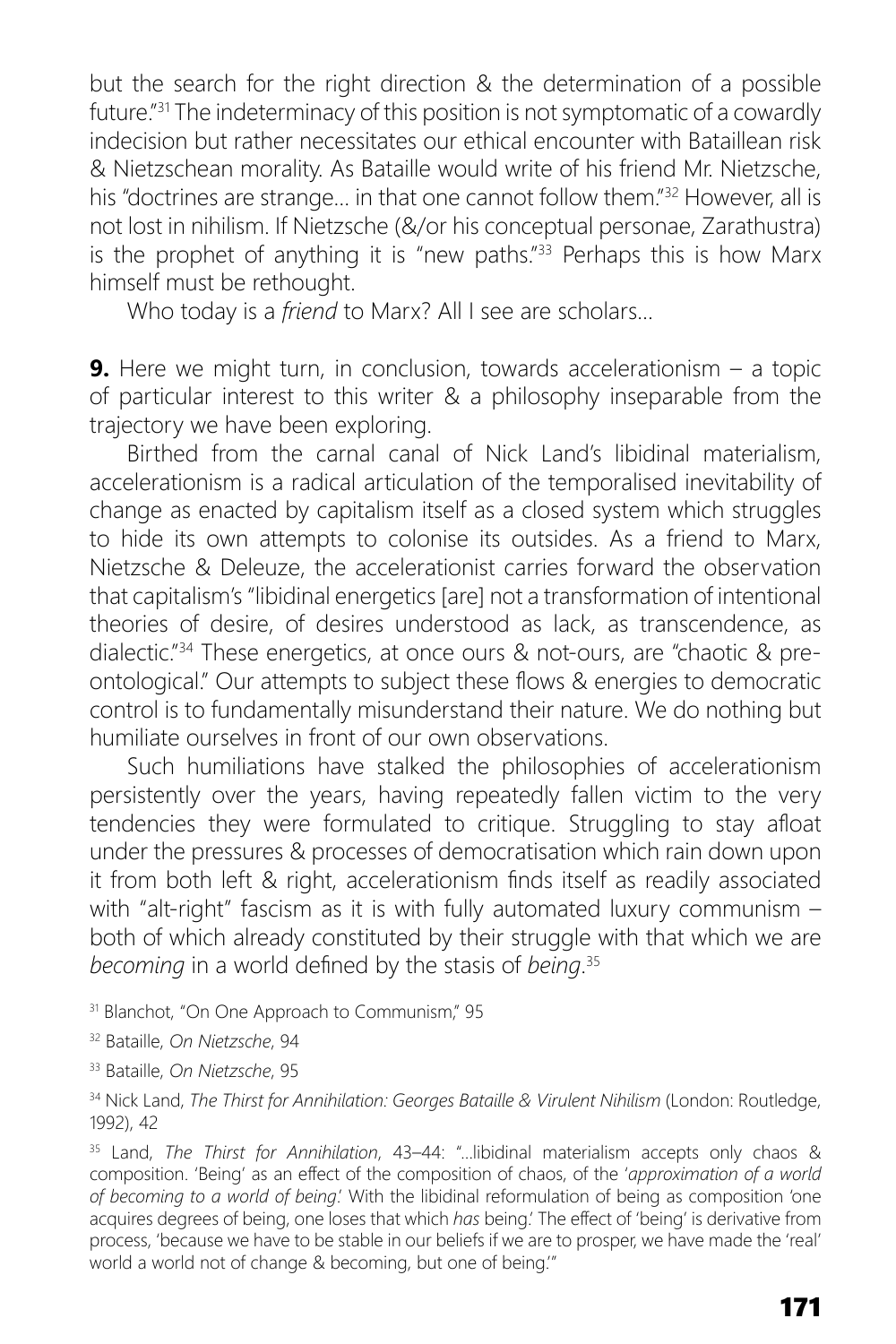but the search for the right direction & the determination of a possible future."[31] The indeterminacy of this position is not symptomatic of a cowardly indecision but rather necessitates our ethical encounter with Bataillean risk & Nietzschean morality. As Bataille would write of his friend Mr. Nietzsche, his "doctrines are strange… in that one cannot follow them."[32] However, all is not lost in nihilism. If Nietzsche (&/or his conceptual personae, Zarathustra) is the prophet of anything it is "new paths."[33] Perhaps this is how Marx himself must be rethought.

Who today is a *friend* to Marx? All I see are scholars…

**9.** Here we might turn, in conclusion, towards accelerationism – a topic of particular interest to this writer & a philosophy inseparable from the trajectory we have been exploring.

Birthed from the carnal canal of Nick Land's libidinal materialism, accelerationism is a radical articulation of the temporalised inevitability of change as enacted by capitalism itself as a closed system which struggles to hide its own attempts to colonise its outsides. As a friend to Marx, Nietzsche & Deleuze, the accelerationist carries forward the observation that capitalism's "libidinal energetics [are] not a transformation of intentional theories of desire, of desires understood as lack, as transcendence, as dialectic."[34] These energetics, at once ours & not-ours, are "chaotic & pre-ontological." Our attempts to subject these flows & energies to democratic control is to fundamentally misunderstand their nature. We do nothing but humiliate ourselves in front of our own observations.

Such humiliations have stalked the philosophies of accelerationism persistently over the years, having repeatedly fallen victim to the very tendencies they were formulated to critique. Struggling to stay afloat under the pressures & processes of democratisation which rain down upon it from both left & right, accelerationism finds itself as readily associated with "alt-right" fascism as it is with fully automated luxury communism – both of which already constituted by their struggle with that which we are *becoming* in a world defined by the stasis of *being*.[35]

[31] Blanchot, "On One Approach to Communism," 95

[32] Bataille, *On Nietzsche*, 94

[33] Bataille, *On Nietzsche*, 95

[34] Nick Land, *The Thirst for Annihilation: Georges Bataille & Virulent Nihilism* (London: Routledge, 1992), 42

[35] Land, *The Thirst for Annihilation*, 43–44: "…libidinal materialism accepts only chaos & composition. 'Being' as an effect of the composition of chaos, of the '*approximation of a world of becoming to a world of being*.' With the libidinal reformulation of being as composition 'one acquires degrees of being, one loses that which *has* being.' The effect of 'being' is derivative from process, 'because we have to be stable in our beliefs if we are to prosper, we have made the 'real' world a world not of change & becoming, but one of being.'"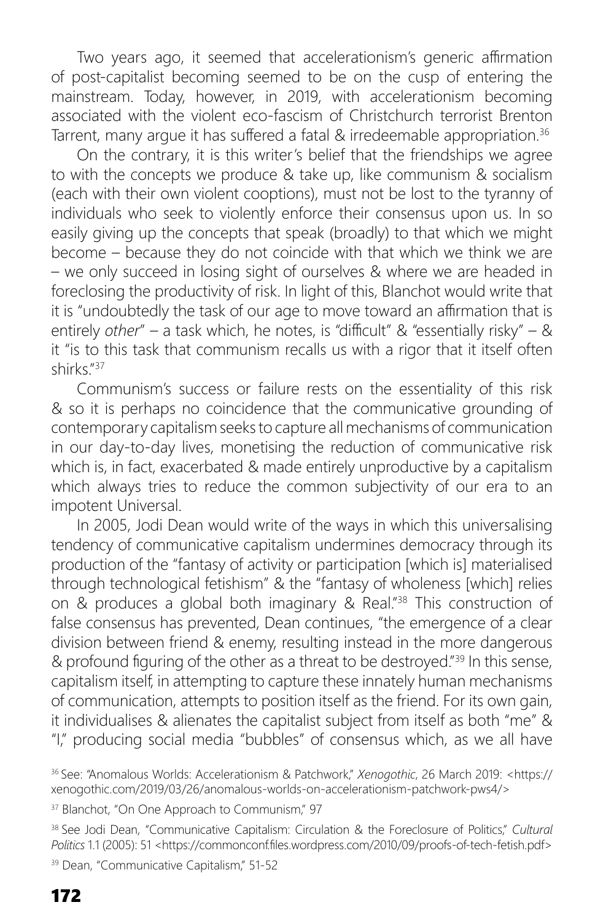Two years ago, it seemed that accelerationism's generic affirmation of post-capitalist becoming seemed to be on the cusp of entering the mainstream. Today, however, in 2019, with accelerationism becoming associated with the violent eco-fascism of Christchurch terrorist Brenton Tarrent, many argue it has suffered a fatal & irredeemable appropriation.[36]

On the contrary, it is this writer's belief that the friendships we agree to with the concepts we produce & take up, like communism & socialism (each with their own violent cooptions), must not be lost to the tyranny of individuals who seek to violently enforce their consensus upon us. In so easily giving up the concepts that speak (broadly) to that which we might become – because they do not coincide with that which we think we are – we only succeed in losing sight of ourselves & where we are headed in foreclosing the productivity of risk. In light of this, Blanchot would write that it is "undoubtedly the task of our age to move toward an affirmation that is entirely *other*" – a task which, he notes, is "difficult" & "essentially risky" – & it "is to this task that communism recalls us with a rigor that it itself often shirks."[37]

Communism's success or failure rests on the essentiality of this risk & so it is perhaps no coincidence that the communicative grounding of contemporary capitalism seeks to capture all mechanisms of communication in our day-to-day lives, monetising the reduction of communicative risk which is, in fact, exacerbated & made entirely unproductive by a capitalism which always tries to reduce the common subjectivity of our era to an impotent Universal.

In 2005, Jodi Dean would write of the ways in which this universalising tendency of communicative capitalism undermines democracy through its production of the "fantasy of activity or participation [which is] materialised through technological fetishism" & the "fantasy of wholeness [which] relies on & produces a global both imaginary & Real."[38] This construction of false consensus has prevented, Dean continues, "the emergence of a clear division between friend & enemy, resulting instead in the more dangerous & profound figuring of the other as a threat to be destroyed."[39] In this sense, capitalism itself, in attempting to capture these innately human mechanisms of communication, attempts to position itself as the friend. For its own gain, it individualises & alienates the capitalist subject from itself as both "me" & "I," producing social media "bubbles" of consensus which, as we all have

[36] See: "Anomalous Worlds: Accelerationism & Patchwork," *Xenogothic*, 26 March 2019: <https://xenogothic.com/2019/03/26/anomalous-worlds-on-accelerationism-patchwork-pws4/>

[37] Blanchot, "On One Approach to Communism," 97

[38] See Jodi Dean, "Communicative Capitalism: Circulation & the Foreclosure of Politics," *Cultural Politics* 1.1 (2005): 51 <https://commonconf.files.wordpress.com/2010/09/proofs-of-tech-fetish.pdf>

[39] Dean, "Communicative Capitalism," 51-52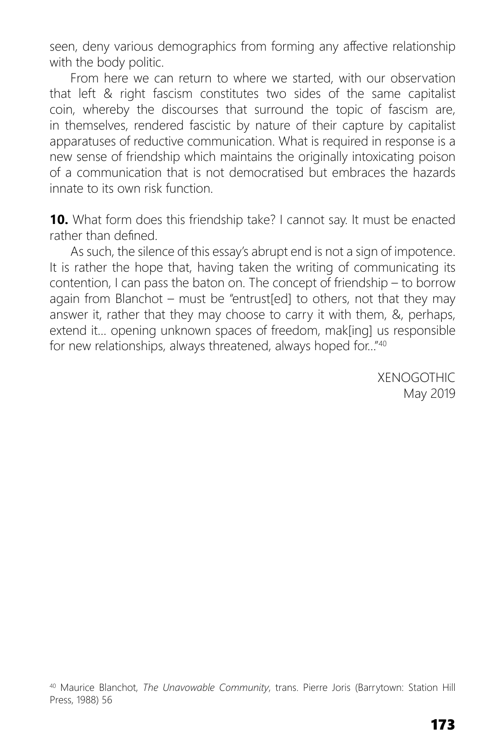seen, deny various demographics from forming any affective relationship with the body politic.

From here we can return to where we started, with our observation that left & right fascism constitutes two sides of the same capitalist coin, whereby the discourses that surround the topic of fascism are, in themselves, rendered fascistic by nature of their capture by capitalist apparatuses of reductive communication. What is required in response is a new sense of friendship which maintains the originally intoxicating poison of a communication that is not democratised but embraces the hazards innate to its own risk function.

**10.** What form does this friendship take? I cannot say. It must be enacted rather than defined.

As such, the silence of this essay's abrupt end is not a sign of impotence. It is rather the hope that, having taken the writing of communicating its contention, I can pass the baton on. The concept of friendship – to borrow again from Blanchot – must be "entrust[ed] to others, not that they may answer it, rather that they may choose to carry it with them, &, perhaps, extend it... opening unknown spaces of freedom, mak[ing] us responsible for new relationships, always threatened, always hoped for..."[40]

XENOGOTHIC
May 2019

[40] Maurice Blanchot, *The Unavowable Community*, trans. Pierre Joris (Barrytown: Station Hill Press, 1988) 56